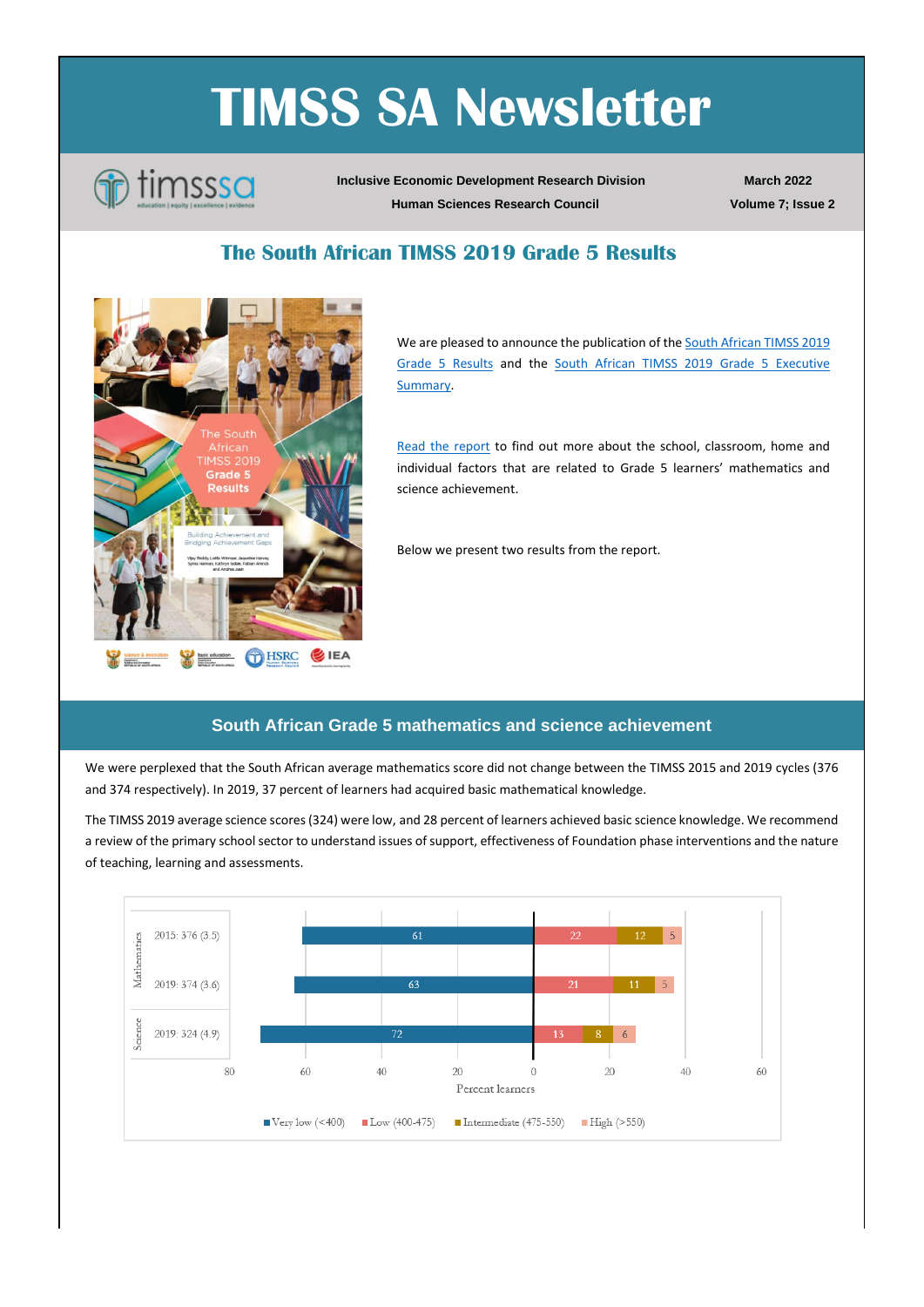# TIMSS SA Newsletter

**Inclusive Economic Development Research Division**
**Human Sciences Research Council**

**March 2022**
**Volume 7; Issue 2**

## The South African TIMSS 2019 Grade 5 Results

We are pleased to announce the publication of the South African TIMSS 2019 Grade 5 Results and the South African TIMSS 2019 Grade 5 Executive Summary.

Read the report to find out more about the school, classroom, home and individual factors that are related to Grade 5 learners' mathematics and science achievement.

Below we present two results from the report.

## South African Grade 5 mathematics and science achievement

We were perplexed that the South African average mathematics score did not change between the TIMSS 2015 and 2019 cycles (376 and 374 respectively). In 2019, 37 percent of learners had acquired basic mathematical knowledge.

The TIMSS 2019 average science scores (324) were low, and 28 percent of learners achieved basic science knowledge. We recommend a review of the primary school sector to understand issues of support, effectiveness of Foundation phase interventions and the nature of teaching, learning and assessments.

| Subject | Cycle: score (SE) | Very low (<400) | Low (400-475) | Intermediate (475-550) | High (>550) |
|---|---|---|---|---|---|
| Mathematics | 2015: 376 (3.5) | 61 | 22 | 12 | 5 |
| Mathematics | 2019: 374 (3.6) | 63 | 21 | 11 | 5 |
| Science | 2019: 324 (4.9) | 72 | 13 | 8 | 6 |

Percent learners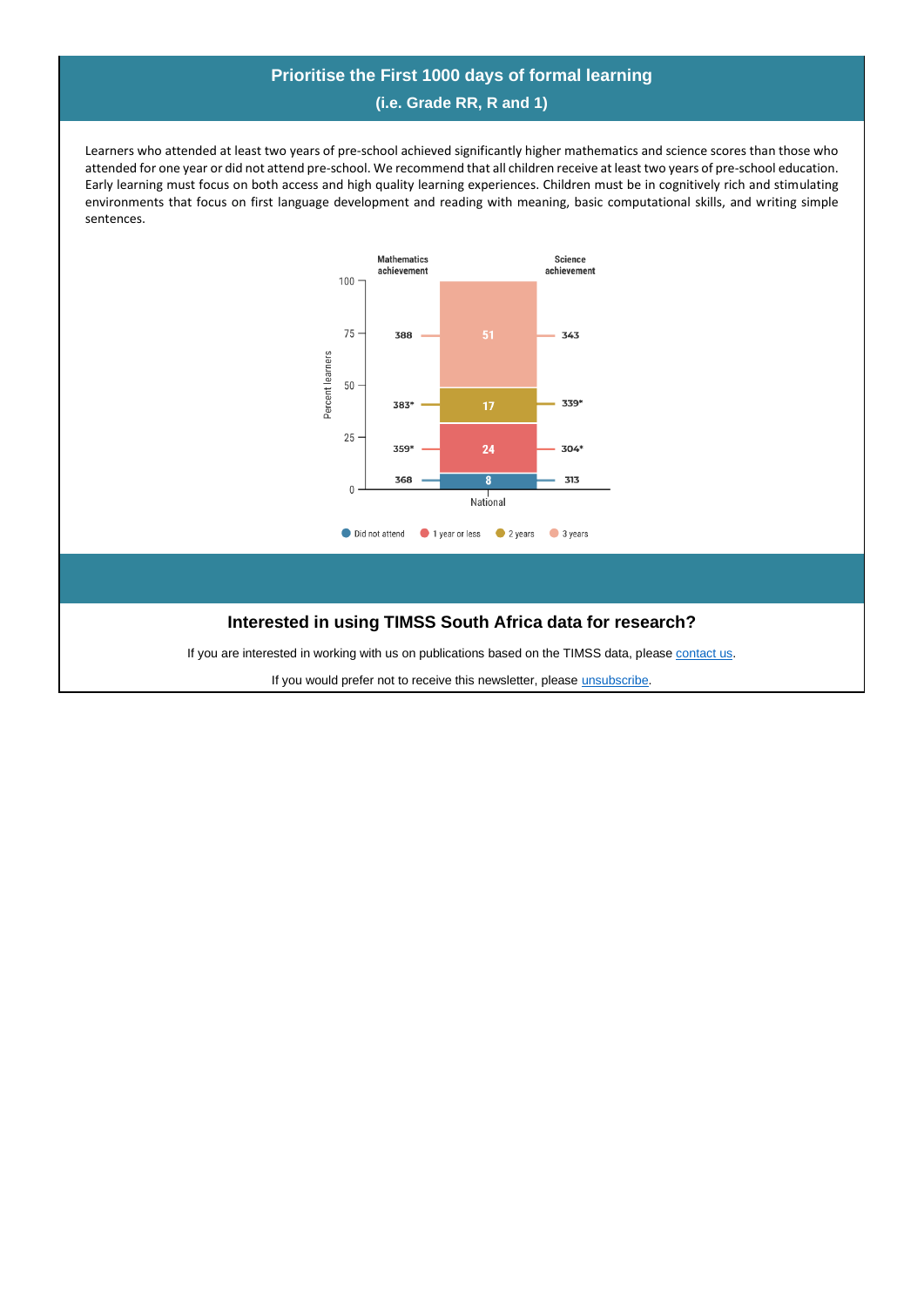## Prioritise the First 1000 days of formal learning

### (i.e. Grade RR, R and 1)

Learners who attended at least two years of pre-school achieved significantly higher mathematics and science scores than those who attended for one year or did not attend pre-school. We recommend that all children receive at least two years of pre-school education. Early learning must focus on both access and high quality learning experiences. Children must be in cognitively rich and stimulating environments that focus on first language development and reading with meaning, basic computational skills, and writing simple sentences.

Mathematics achievement

Science achievement

Percent learners

100

75

50

25

0

388

51

343

383*

17

339*

359*

24

304*

368

8

313

National

Did not attend

1 year or less

2 years

3 years

## Interested in using TIMSS South Africa data for research?

If you are interested in working with us on publications based on the TIMSS data, please contact us.

If you would prefer not to receive this newsletter, please unsubscribe.